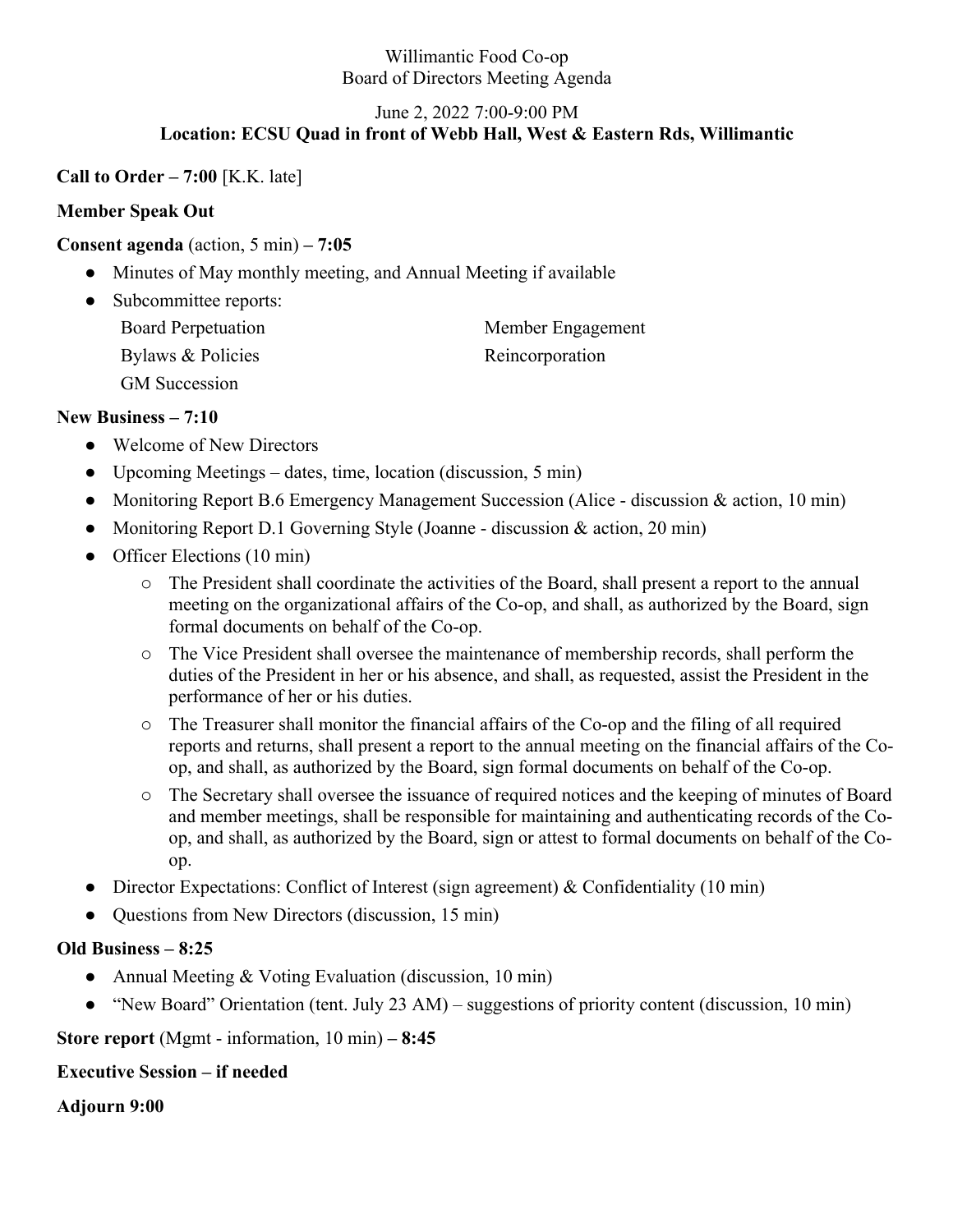Willimantic Food Co-op
Board of Directors Meeting Agenda

June 2, 2022 7:00-9:00 PM
**Location: ECSU Quad in front of Webb Hall, West & Eastern Rds, Willimantic**

**Call to Order – 7:00** [K.K. late]

**Member Speak Out**

**Consent agenda** (action, 5 min) **– 7:05**

- Minutes of May monthly meeting, and Annual Meeting if available
- Subcommittee reports:
  - Board Perpetuation
  - Bylaws & Policies
  - GM Succession
  - Member Engagement
  - Reincorporation

**New Business – 7:10**

- Welcome of New Directors
- Upcoming Meetings – dates, time, location (discussion, 5 min)
- Monitoring Report B.6 Emergency Management Succession (Alice - discussion & action, 10 min)
- Monitoring Report D.1 Governing Style (Joanne - discussion & action, 20 min)
- Officer Elections (10 min)
  - The President shall coordinate the activities of the Board, shall present a report to the annual meeting on the organizational affairs of the Co-op, and shall, as authorized by the Board, sign formal documents on behalf of the Co-op.
  - The Vice President shall oversee the maintenance of membership records, shall perform the duties of the President in her or his absence, and shall, as requested, assist the President in the performance of her or his duties.
  - The Treasurer shall monitor the financial affairs of the Co-op and the filing of all required reports and returns, shall present a report to the annual meeting on the financial affairs of the Co-op, and shall, as authorized by the Board, sign formal documents on behalf of the Co-op.
  - The Secretary shall oversee the issuance of required notices and the keeping of minutes of Board and member meetings, shall be responsible for maintaining and authenticating records of the Co-op, and shall, as authorized by the Board, sign or attest to formal documents on behalf of the Co-op.
- Director Expectations: Conflict of Interest (sign agreement) & Confidentiality (10 min)
- Questions from New Directors (discussion, 15 min)

**Old Business – 8:25**

- Annual Meeting & Voting Evaluation (discussion, 10 min)
- "New Board" Orientation (tent. July 23 AM) – suggestions of priority content (discussion, 10 min)

**Store report** (Mgmt - information, 10 min) **– 8:45**

**Executive Session – if needed**

**Adjourn 9:00**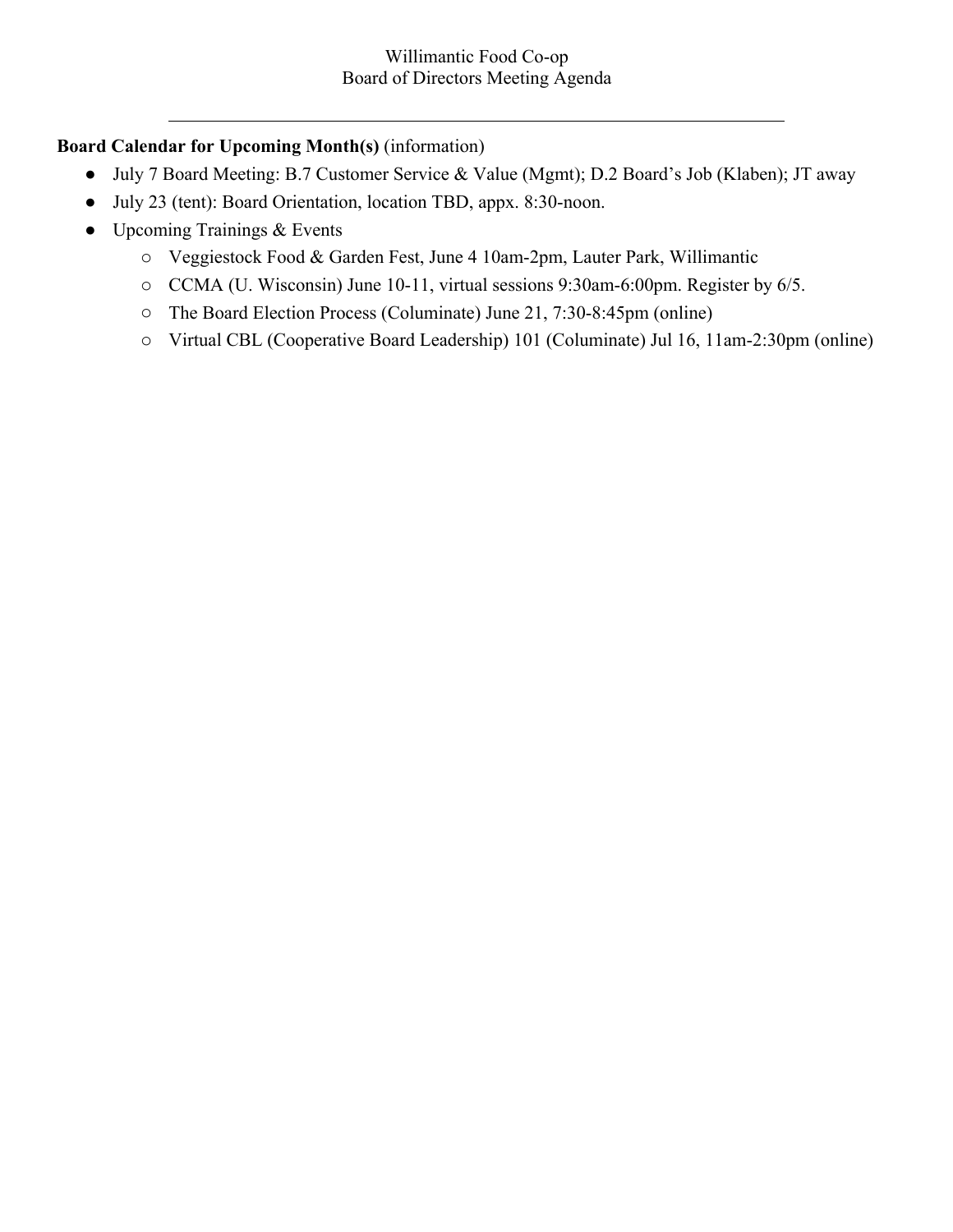Willimantic Food Co-op
Board of Directors Meeting Agenda

---

**Board Calendar for Upcoming Month(s)** (information)

- July 7 Board Meeting: B.7 Customer Service & Value (Mgmt); D.2 Board's Job (Klaben); JT away
- July 23 (tent): Board Orientation, location TBD, appx. 8:30-noon.
- Upcoming Trainings & Events
    - Veggiestock Food & Garden Fest, June 4 10am-2pm, Lauter Park, Willimantic
    - CCMA (U. Wisconsin) June 10-11, virtual sessions 9:30am-6:00pm. Register by 6/5.
    - The Board Election Process (Columinate) June 21, 7:30-8:45pm (online)
    - Virtual CBL (Cooperative Board Leadership) 101 (Columinate) Jul 16, 11am-2:30pm (online)